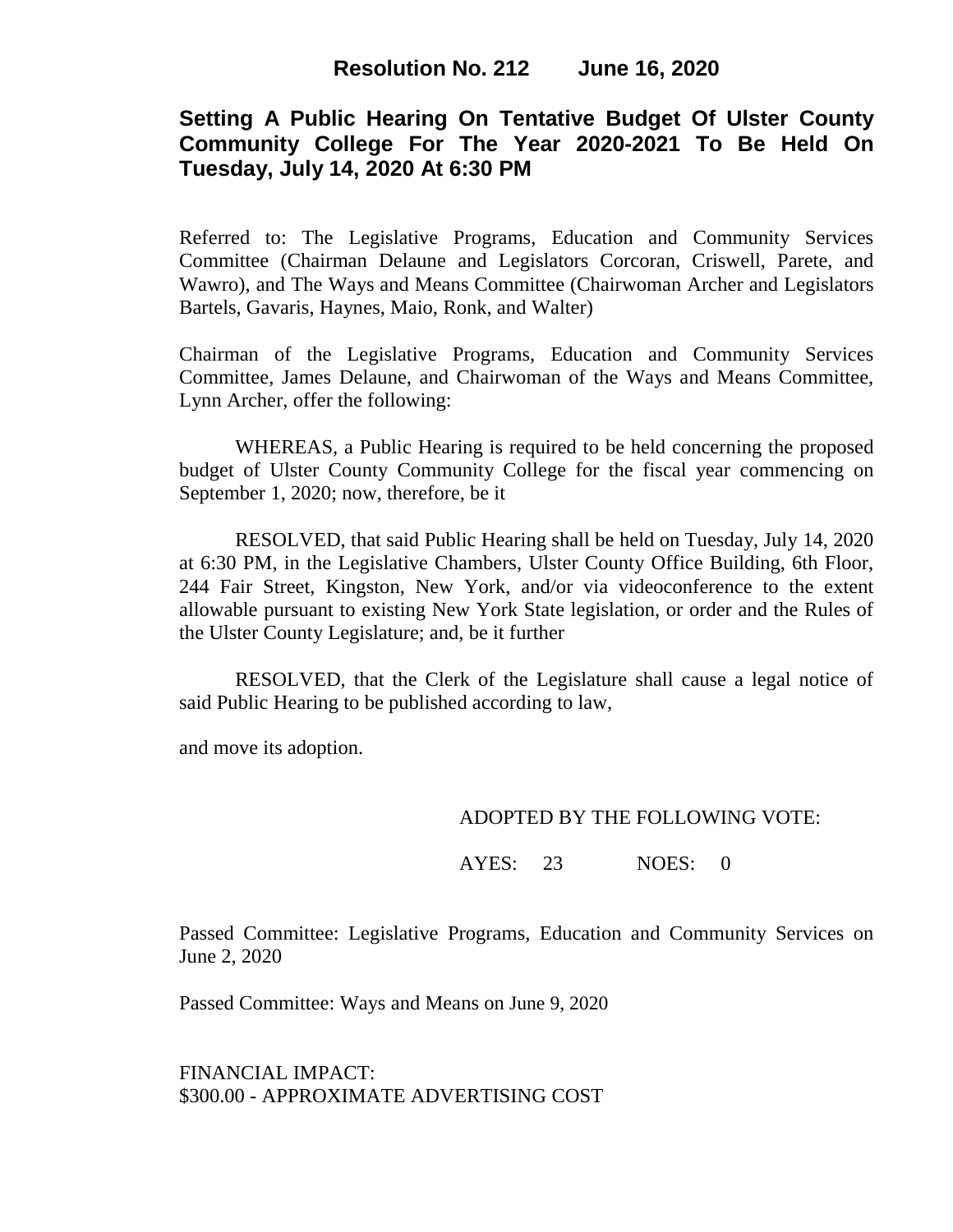**Resolution No. 212 June 16, 2020**

# Setting A Public Hearing On Tentative Budget Of Ulster County Community College For The Year 2020-2021 To Be Held On Tuesday, July 14, 2020 At 6:30 PM

Referred to: The Legislative Programs, Education and Community Services Committee (Chairman Delaune and Legislators Corcoran, Criswell, Parete, and Wawro), and The Ways and Means Committee (Chairwoman Archer and Legislators Bartels, Gavaris, Haynes, Maio, Ronk, and Walter)

Chairman of the Legislative Programs, Education and Community Services Committee, James Delaune, and Chairwoman of the Ways and Means Committee, Lynn Archer, offer the following:

WHEREAS, a Public Hearing is required to be held concerning the proposed budget of Ulster County Community College for the fiscal year commencing on September 1, 2020; now, therefore, be it

RESOLVED, that said Public Hearing shall be held on Tuesday, July 14, 2020 at 6:30 PM, in the Legislative Chambers, Ulster County Office Building, 6th Floor, 244 Fair Street, Kingston, New York, and/or via videoconference to the extent allowable pursuant to existing New York State legislation, or order and the Rules of the Ulster County Legislature; and, be it further

RESOLVED, that the Clerk of the Legislature shall cause a legal notice of said Public Hearing to be published according to law,

and move its adoption.

ADOPTED BY THE FOLLOWING VOTE:

AYES: 23 NOES: 0

Passed Committee: Legislative Programs, Education and Community Services on June 2, 2020

Passed Committee: Ways and Means on June 9, 2020

FINANCIAL IMPACT:
$300.00 - APPROXIMATE ADVERTISING COST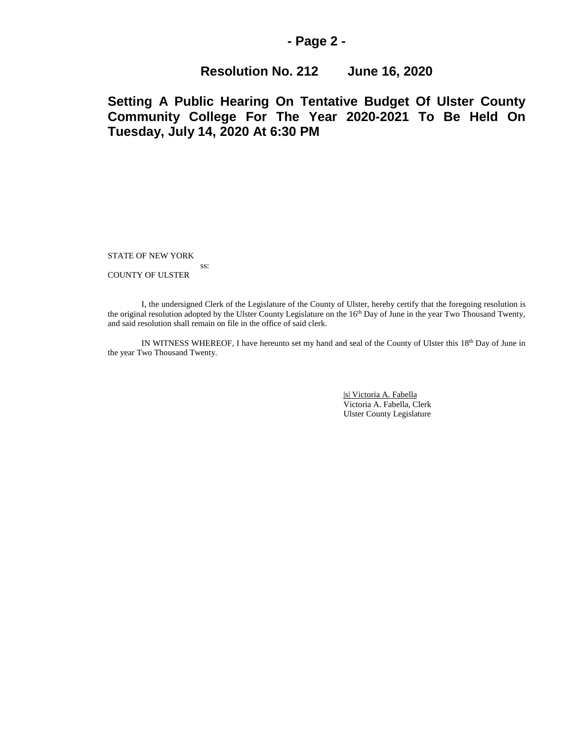## Resolution No. 212 June 16, 2020

### Setting A Public Hearing On Tentative Budget Of Ulster County Community College For The Year 2020-2021 To Be Held On Tuesday, July 14, 2020 At 6:30 PM

STATE OF NEW YORK
ss:
COUNTY OF ULSTER

I, the undersigned Clerk of the Legislature of the County of Ulster, hereby certify that the foregoing resolution is the original resolution adopted by the Ulster County Legislature on the 16th Day of June in the year Two Thousand Twenty, and said resolution shall remain on file in the office of said clerk.

IN WITNESS WHEREOF, I have hereunto set my hand and seal of the County of Ulster this 18th Day of June in the year Two Thousand Twenty.

|s| Victoria A. Fabella
Victoria A. Fabella, Clerk
Ulster County Legislature